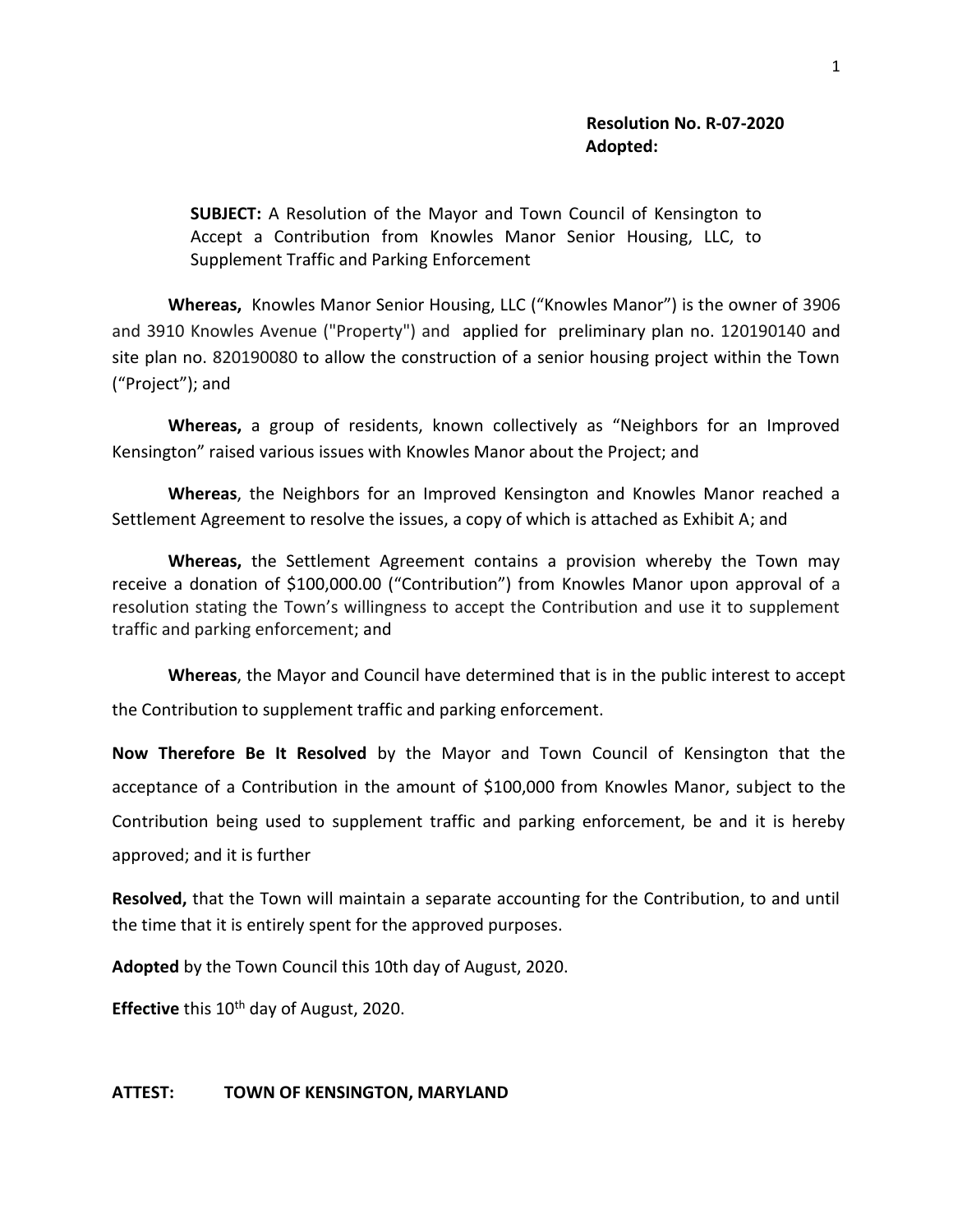**Resolution No. R-07-2020**
**Adopted:**

**SUBJECT:** A Resolution of the Mayor and Town Council of Kensington to Accept a Contribution from Knowles Manor Senior Housing, LLC, to Supplement Traffic and Parking Enforcement

**Whereas,** Knowles Manor Senior Housing, LLC ("Knowles Manor") is the owner of 3906 and 3910 Knowles Avenue ("Property") and applied for preliminary plan no. 120190140 and site plan no. 820190080 to allow the construction of a senior housing project within the Town ("Project"); and

**Whereas,** a group of residents, known collectively as "Neighbors for an Improved Kensington" raised various issues with Knowles Manor about the Project; and

**Whereas**, the Neighbors for an Improved Kensington and Knowles Manor reached a Settlement Agreement to resolve the issues, a copy of which is attached as Exhibit A; and

**Whereas,** the Settlement Agreement contains a provision whereby the Town may receive a donation of $100,000.00 ("Contribution") from Knowles Manor upon approval of a resolution stating the Town's willingness to accept the Contribution and use it to supplement traffic and parking enforcement; and

**Whereas**, the Mayor and Council have determined that is in the public interest to accept the Contribution to supplement traffic and parking enforcement.

**Now Therefore Be It Resolved** by the Mayor and Town Council of Kensington that the acceptance of a Contribution in the amount of $100,000 from Knowles Manor, subject to the Contribution being used to supplement traffic and parking enforcement, be and it is hereby approved; and it is further

**Resolved,** that the Town will maintain a separate accounting for the Contribution, to and until the time that it is entirely spent for the approved purposes.

**Adopted** by the Town Council this 10th day of August, 2020.

**Effective** this 10th day of August, 2020.

**ATTEST: TOWN OF KENSINGTON, MARYLAND**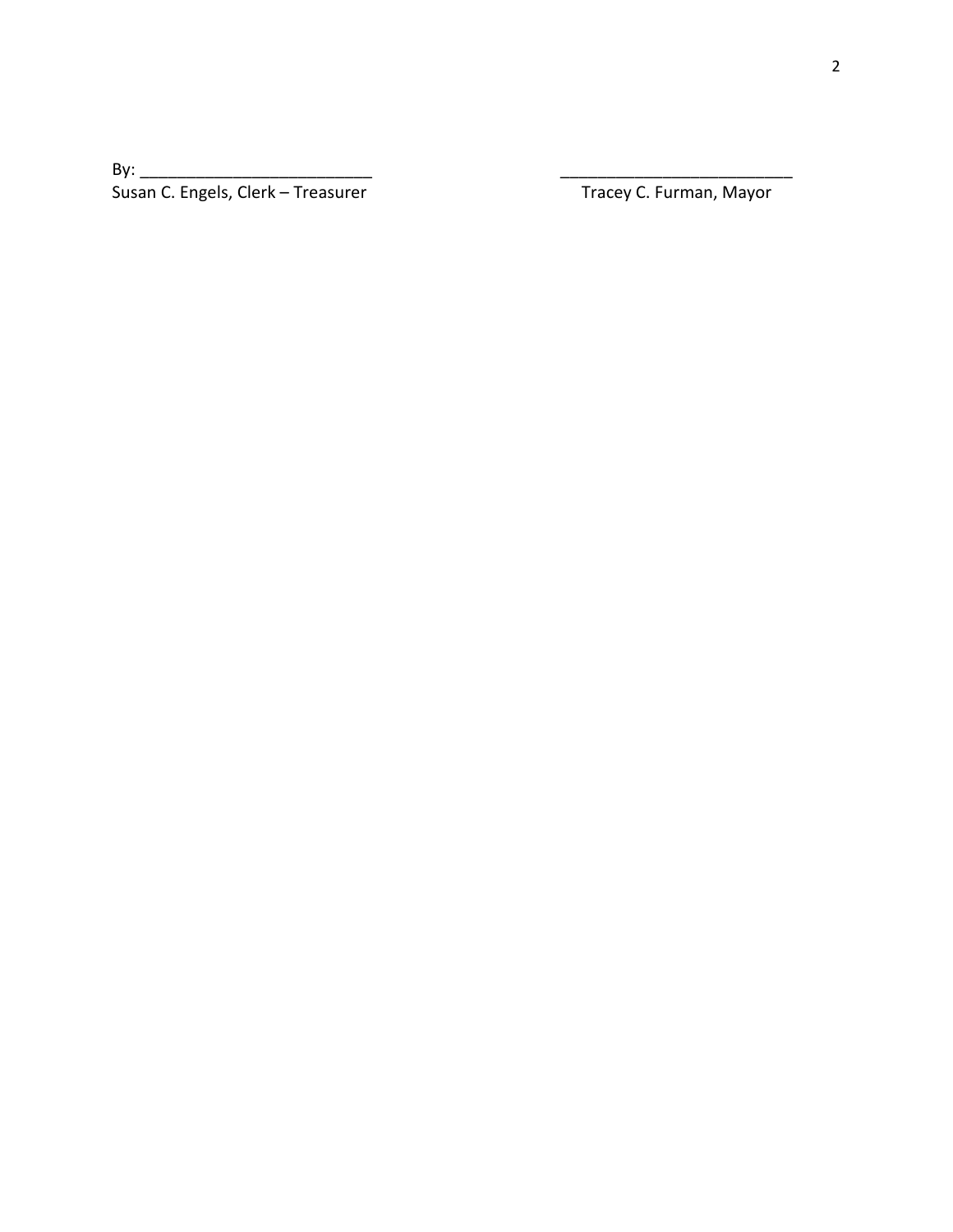By: _________________________
Susan C. Engels, Clerk – Treasurer

_________________________
Tracey C. Furman, Mayor